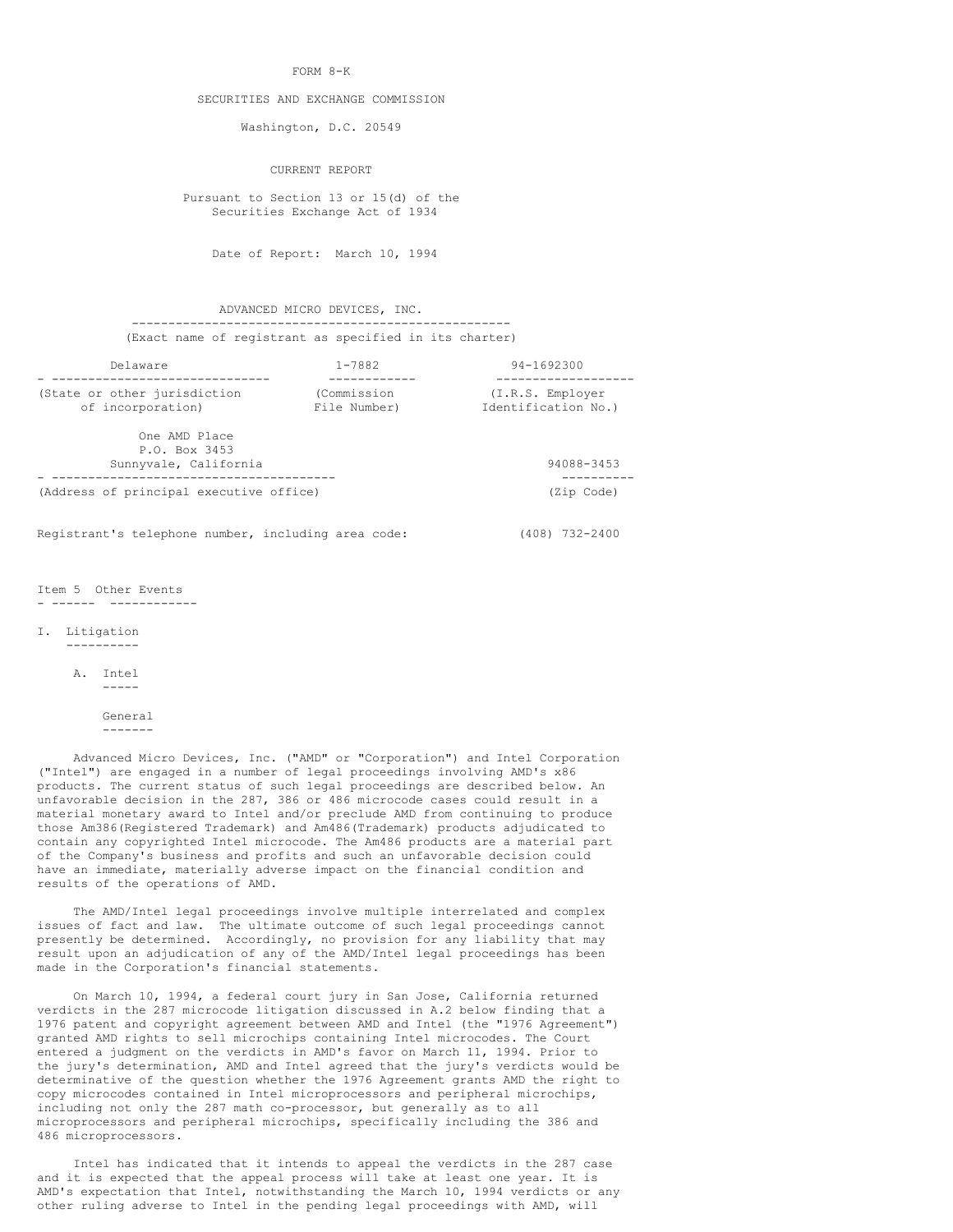FORM 8-K

SECURITIES AND EXCHANGE COMMISSION

Washington, D.C. 20549

CURRENT REPORT

Pursuant to Section 13 or 15(d) of the Securities Exchange Act of 1934

Date of Report: March 10, 1994

ADVANCED MICRO DEVICES, INC.

(Exact name of registrant as specified in its charter)

| Delaware | 1-7882 | 94-1692300 |
|---|---|---|
| (State or other jurisdiction of incorporation) | (Commission File Number) | (I.R.S. Employer Identification No.) |

| One AMD Place<br>P.O. Box 3453<br>Sunnyvale, California | 94088-3453 |
|---|---|
| (Address of principal executive office) | (Zip Code) |

Registrant's telephone number, including area code: (408) 732-2400

Item 5 Other Events

I. Litigation

A. Intel

General

Advanced Micro Devices, Inc. ("AMD" or "Corporation") and Intel Corporation ("Intel") are engaged in a number of legal proceedings involving AMD's x86 products. The current status of such legal proceedings are described below. An unfavorable decision in the 287, 386 or 486 microcode cases could result in a material monetary award to Intel and/or preclude AMD from continuing to produce those Am386(Registered Trademark) and Am486(Trademark) products adjudicated to contain any copyrighted Intel microcode. The Am486 products are a material part of the Company's business and profits and such an unfavorable decision could have an immediate, materially adverse impact on the financial condition and results of the operations of AMD.

The AMD/Intel legal proceedings involve multiple interrelated and complex issues of fact and law. The ultimate outcome of such legal proceedings cannot presently be determined. Accordingly, no provision for any liability that may result upon an adjudication of any of the AMD/Intel legal proceedings has been made in the Corporation's financial statements.

On March 10, 1994, a federal court jury in San Jose, California returned verdicts in the 287 microcode litigation discussed in A.2 below finding that a 1976 patent and copyright agreement between AMD and Intel (the "1976 Agreement") granted AMD rights to sell microchips containing Intel microcodes. The Court entered a judgment on the verdicts in AMD's favor on March 11, 1994. Prior to the jury's determination, AMD and Intel agreed that the jury's verdicts would be determinative of the question whether the 1976 Agreement grants AMD the right to copy microcodes contained in Intel microprocessors and peripheral microchips, including not only the 287 math co-processor, but generally as to all microprocessors and peripheral microchips, specifically including the 386 and 486 microprocessors.

Intel has indicated that it intends to appeal the verdicts in the 287 case and it is expected that the appeal process will take at least one year. It is AMD's expectation that Intel, notwithstanding the March 10, 1994 verdicts or any other ruling adverse to Intel in the pending legal proceedings with AMD, will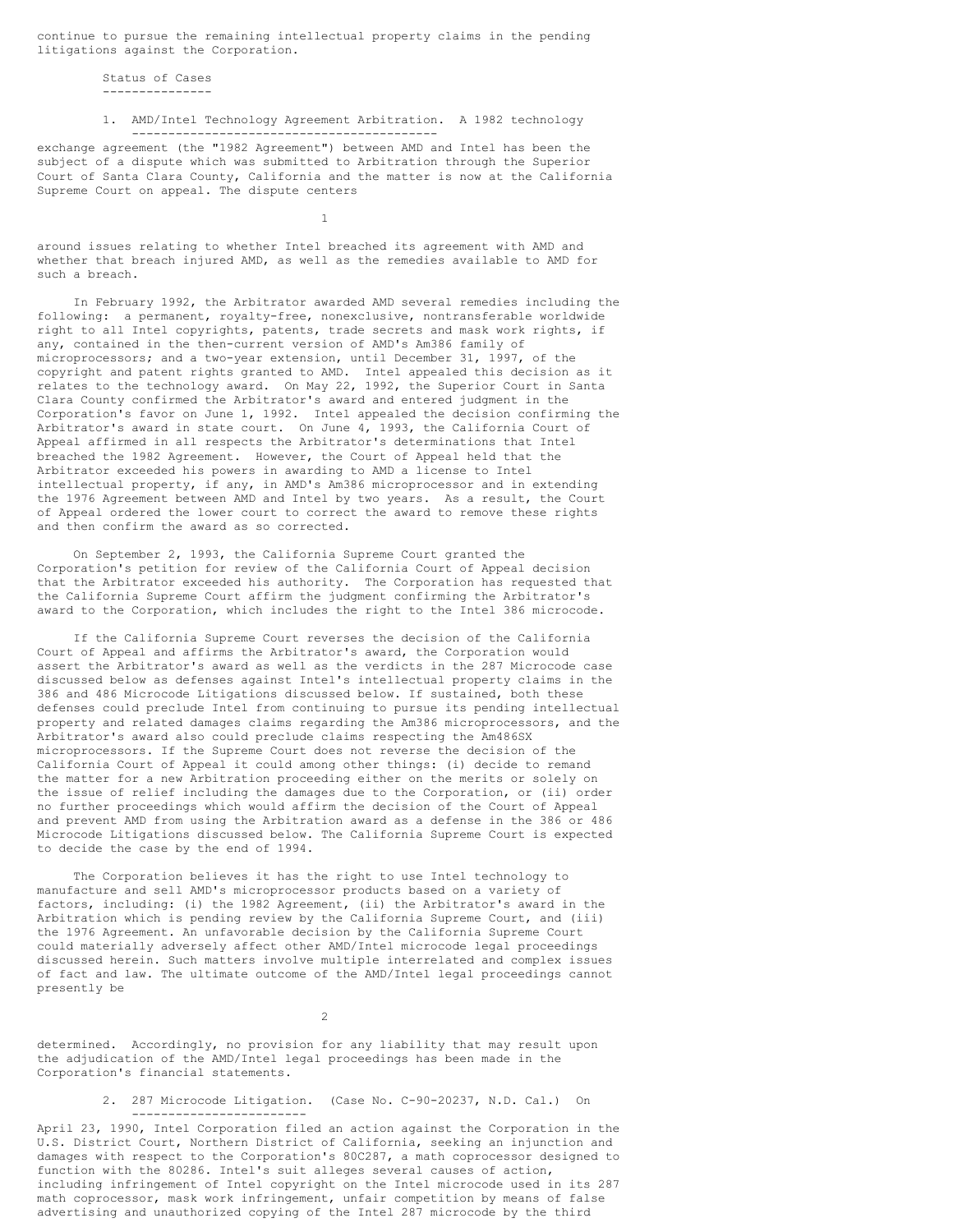continue to pursue the remaining intellectual property claims in the pending litigations against the Corporation.

### Status of Cases

1. **AMD/Intel Technology Agreement Arbitration.** A 1982 technology exchange agreement (the "1982 Agreement") between AMD and Intel has been the subject of a dispute which was submitted to Arbitration through the Superior Court of Santa Clara County, California and the matter is now at the California Supreme Court on appeal. The dispute centers around issues relating to whether Intel breached its agreement with AMD and whether that breach injured AMD, as well as the remedies available to AMD for such a breach.

In February 1992, the Arbitrator awarded AMD several remedies including the following: a permanent, royalty-free, nonexclusive, nontransferable worldwide right to all Intel copyrights, patents, trade secrets and mask work rights, if any, contained in the then-current version of AMD's Am386 family of microprocessors; and a two-year extension, until December 31, 1997, of the copyright and patent rights granted to AMD. Intel appealed this decision as it relates to the technology award. On May 22, 1992, the Superior Court in Santa Clara County confirmed the Arbitrator's award and entered judgment in the Corporation's favor on June 1, 1992. Intel appealed the decision confirming the Arbitrator's award in state court. On June 4, 1993, the California Court of Appeal affirmed in all respects the Arbitrator's determinations that Intel breached the 1982 Agreement. However, the Court of Appeal held that the Arbitrator exceeded his powers in awarding to AMD a license to Intel intellectual property, if any, in AMD's Am386 microprocessor and in extending the 1976 Agreement between AMD and Intel by two years. As a result, the Court of Appeal ordered the lower court to correct the award to remove these rights and then confirm the award as so corrected.

On September 2, 1993, the California Supreme Court granted the Corporation's petition for review of the California Court of Appeal decision that the Arbitrator exceeded his authority. The Corporation has requested that the California Supreme Court affirm the judgment confirming the Arbitrator's award to the Corporation, which includes the right to the Intel 386 microcode.

If the California Supreme Court reverses the decision of the California Court of Appeal and affirms the Arbitrator's award, the Corporation would assert the Arbitrator's award as well as the verdicts in the 287 Microcode case discussed below as defenses against Intel's intellectual property claims in the 386 and 486 Microcode Litigations discussed below. If sustained, both these defenses could preclude Intel from continuing to pursue its pending intellectual property and related damages claims regarding the Am386 microprocessors, and the Arbitrator's award also could preclude claims respecting the Am486SX microprocessors. If the Supreme Court does not reverse the decision of the California Court of Appeal it could among other things: (i) decide to remand the matter for a new Arbitration proceeding either on the merits or solely on the issue of relief including the damages due to the Corporation, or (ii) order no further proceedings which would affirm the decision of the Court of Appeal and prevent AMD from using the Arbitration award as a defense in the 386 or 486 Microcode Litigations discussed below. The California Supreme Court is expected to decide the case by the end of 1994.

The Corporation believes it has the right to use Intel technology to manufacture and sell AMD's microprocessor products based on a variety of factors, including: (i) the 1982 Agreement, (ii) the Arbitrator's award in the Arbitration which is pending review by the California Supreme Court, and (iii) the 1976 Agreement. An unfavorable decision by the California Supreme Court could materially adversely affect other AMD/Intel microcode legal proceedings discussed herein. Such matters involve multiple interrelated and complex issues of fact and law. The ultimate outcome of the AMD/Intel legal proceedings cannot presently be determined. Accordingly, no provision for any liability that may result upon the adjudication of the AMD/Intel legal proceedings has been made in the Corporation's financial statements.

2. **287 Microcode Litigation.** (Case No. C-90-20237, N.D. Cal.) On April 23, 1990, Intel Corporation filed an action against the Corporation in the U.S. District Court, Northern District of California, seeking an injunction and damages with respect to the Corporation's 80C287, a math coprocessor designed to function with the 80286. Intel's suit alleges several causes of action, including infringement of Intel copyright on the Intel microcode used in its 287 math coprocessor, mask work infringement, unfair competition by means of false advertising and unauthorized copying of the Intel 287 microcode by the third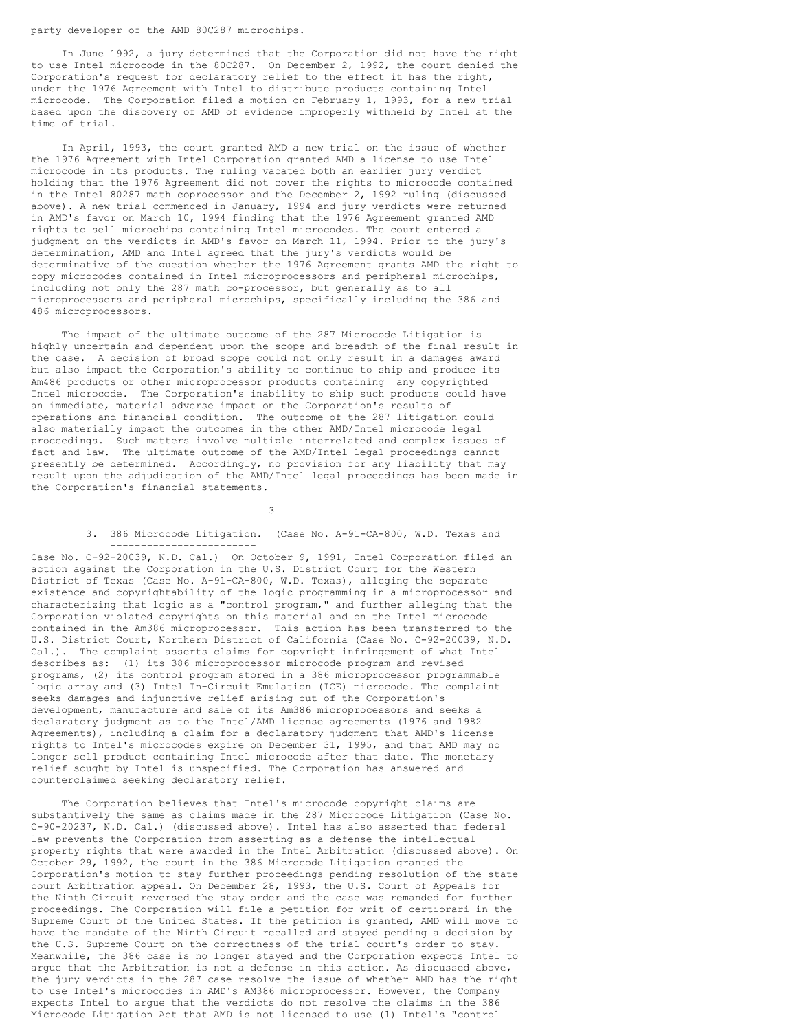party developer of the AMD 80C287 microchips.

In June 1992, a jury determined that the Corporation did not have the right to use Intel microcode in the 80C287. On December 2, 1992, the court denied the Corporation's request for declaratory relief to the effect it has the right, under the 1976 Agreement with Intel to distribute products containing Intel microcode. The Corporation filed a motion on February 1, 1993, for a new trial based upon the discovery of AMD of evidence improperly withheld by Intel at the time of trial.

In April, 1993, the court granted AMD a new trial on the issue of whether the 1976 Agreement with Intel Corporation granted AMD a license to use Intel microcode in its products. The ruling vacated both an earlier jury verdict holding that the 1976 Agreement did not cover the rights to microcode contained in the Intel 80287 math coprocessor and the December 2, 1992 ruling (discussed above). A new trial commenced in January, 1994 and jury verdicts were returned in AMD's favor on March 10, 1994 finding that the 1976 Agreement granted AMD rights to sell microchips containing Intel microcodes. The court entered a judgment on the verdicts in AMD's favor on March 11, 1994. Prior to the jury's determination, AMD and Intel agreed that the jury's verdicts would be determinative of the question whether the 1976 Agreement grants AMD the right to copy microcodes contained in Intel microprocessors and peripheral microchips, including not only the 287 math co-processor, but generally as to all microprocessors and peripheral microchips, specifically including the 386 and 486 microprocessors.

The impact of the ultimate outcome of the 287 Microcode Litigation is highly uncertain and dependent upon the scope and breadth of the final result in the case. A decision of broad scope could not only result in a damages award but also impact the Corporation's ability to continue to ship and produce its Am486 products or other microprocessor products containing any copyrighted Intel microcode. The Corporation's inability to ship such products could have an immediate, material adverse impact on the Corporation's results of operations and financial condition. The outcome of the 287 litigation could also materially impact the outcomes in the other AMD/Intel microcode legal proceedings. Such matters involve multiple interrelated and complex issues of fact and law. The ultimate outcome of the AMD/Intel legal proceedings cannot presently be determined. Accordingly, no provision for any liability that may result upon the adjudication of the AMD/Intel legal proceedings has been made in the Corporation's financial statements.

3. <u>386 Microcode Litigation.</u> (Case No. A-91-CA-800, W.D. Texas and Case No. C-92-20039, N.D. Cal.) On October 9, 1991, Intel Corporation filed an action against the Corporation in the U.S. District Court for the Western District of Texas (Case No. A-91-CA-800, W.D. Texas), alleging the separate existence and copyrightability of the logic programming in a microprocessor and characterizing that logic as a "control program," and further alleging that the Corporation violated copyrights on this material and on the Intel microcode contained in the Am386 microprocessor. This action has been transferred to the U.S. District Court, Northern District of California (Case No. C-92-20039, N.D. Cal.). The complaint asserts claims for copyright infringement of what Intel describes as: (1) its 386 microprocessor microcode program and revised programs, (2) its control program stored in a 386 microprocessor programmable logic array and (3) Intel In-Circuit Emulation (ICE) microcode. The complaint seeks damages and injunctive relief arising out of the Corporation's development, manufacture and sale of its Am386 microprocessors and seeks a declaratory judgment as to the Intel/AMD license agreements (1976 and 1982 Agreements), including a claim for a declaratory judgment that AMD's license rights to Intel's microcodes expire on December 31, 1995, and that AMD may no longer sell product containing Intel microcode after that date. The monetary relief sought by Intel is unspecified. The Corporation has answered and counterclaimed seeking declaratory relief.

The Corporation believes that Intel's microcode copyright claims are substantively the same as claims made in the 287 Microcode Litigation (Case No. C-90-20237, N.D. Cal.) (discussed above). Intel has also asserted that federal law prevents the Corporation from asserting as a defense the intellectual property rights that were awarded in the Intel Arbitration (discussed above). On October 29, 1992, the court in the 386 Microcode Litigation granted the Corporation's motion to stay further proceedings pending resolution of the state court Arbitration appeal. On December 28, 1993, the U.S. Court of Appeals for the Ninth Circuit reversed the stay order and the case was remanded for further proceedings. The Corporation will file a petition for writ of certiorari in the Supreme Court of the United States. If the petition is granted, AMD will move to have the mandate of the Ninth Circuit recalled and stayed pending a decision by the U.S. Supreme Court on the correctness of the trial court's order to stay. Meanwhile, the 386 case is no longer stayed and the Corporation expects Intel to argue that the Arbitration is not a defense in this action. As discussed above, the jury verdicts in the 287 case resolve the issue of whether AMD has the right to use Intel's microcodes in AMD's AM386 microprocessor. However, the Company expects Intel to argue that the verdicts do not resolve the claims in the 386 Microcode Litigation Act that AMD is not licensed to use (1) Intel's "control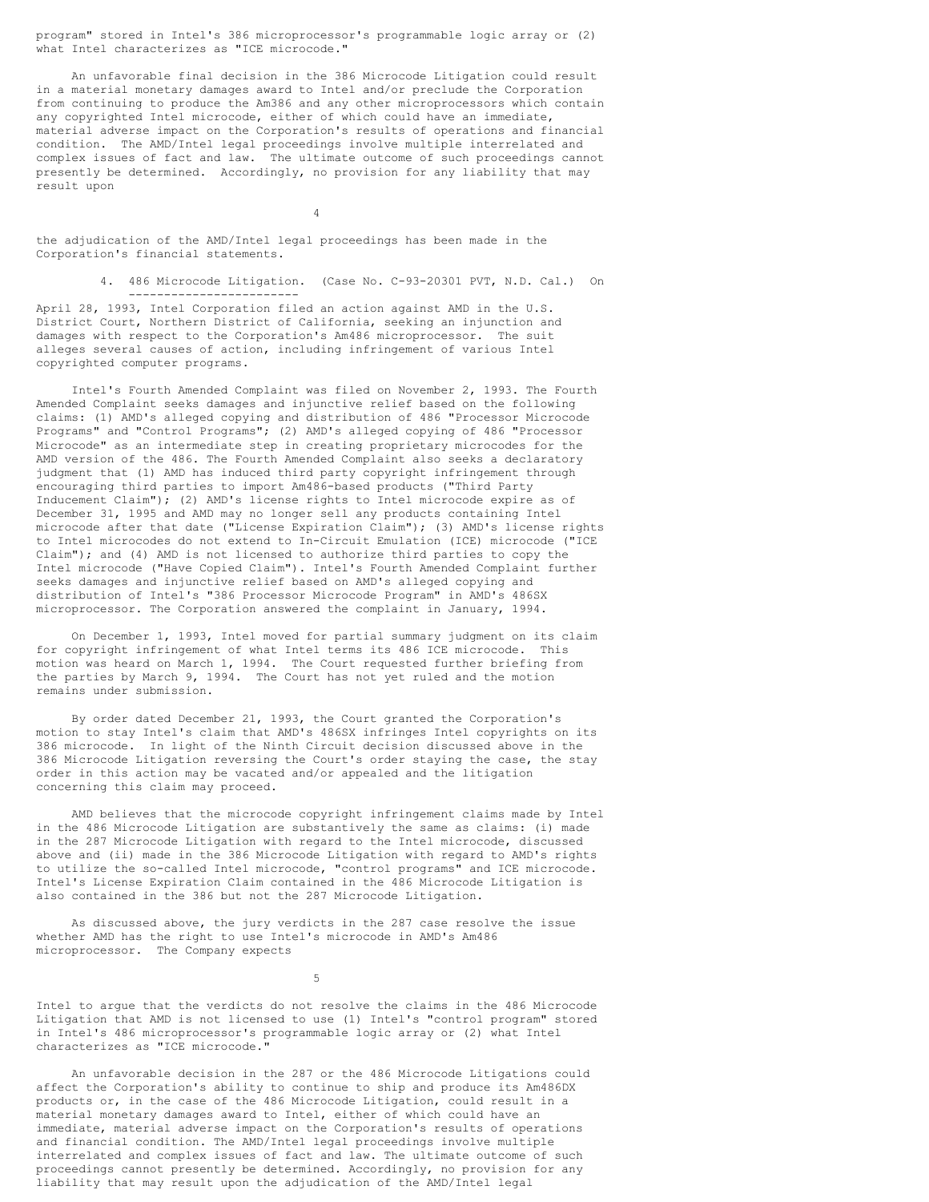program" stored in Intel's 386 microprocessor's programmable logic array or (2) what Intel characterizes as "ICE microcode."

An unfavorable final decision in the 386 Microcode Litigation could result in a material monetary damages award to Intel and/or preclude the Corporation from continuing to produce the Am386 and any other microprocessors which contain any copyrighted Intel microcode, either of which could have an immediate, material adverse impact on the Corporation's results of operations and financial condition. The AMD/Intel legal proceedings involve multiple interrelated and complex issues of fact and law. The ultimate outcome of such proceedings cannot presently be determined. Accordingly, no provision for any liability that may result upon the adjudication of the AMD/Intel legal proceedings has been made in the Corporation's financial statements.

4. <u>486 Microcode Litigation.</u> (Case No. C-93-20301 PVT, N.D. Cal.) On April 28, 1993, Intel Corporation filed an action against AMD in the U.S. District Court, Northern District of California, seeking an injunction and damages with respect to the Corporation's Am486 microprocessor. The suit alleges several causes of action, including infringement of various Intel copyrighted computer programs.

Intel's Fourth Amended Complaint was filed on November 2, 1993. The Fourth Amended Complaint seeks damages and injunctive relief based on the following claims: (1) AMD's alleged copying and distribution of 486 "Processor Microcode Programs" and "Control Programs"; (2) AMD's alleged copying of 486 "Processor Microcode" as an intermediate step in creating proprietary microcodes for the AMD version of the 486. The Fourth Amended Complaint also seeks a declaratory judgment that (1) AMD has induced third party copyright infringement through encouraging third parties to import Am486-based products ("Third Party Inducement Claim"); (2) AMD's license rights to Intel microcode expire as of December 31, 1995 and AMD may no longer sell any products containing Intel microcode after that date ("License Expiration Claim"); (3) AMD's license rights to Intel microcodes do not extend to In-Circuit Emulation (ICE) microcode ("ICE Claim"); and (4) AMD is not licensed to authorize third parties to copy the Intel microcode ("Have Copied Claim"). Intel's Fourth Amended Complaint further seeks damages and injunctive relief based on AMD's alleged copying and distribution of Intel's "386 Processor Microcode Program" in AMD's 486SX microprocessor. The Corporation answered the complaint in January, 1994.

On December 1, 1993, Intel moved for partial summary judgment on its claim for copyright infringement of what Intel terms its 486 ICE microcode. This motion was heard on March 1, 1994. The Court requested further briefing from the parties by March 9, 1994. The Court has not yet ruled and the motion remains under submission.

By order dated December 21, 1993, the Court granted the Corporation's motion to stay Intel's claim that AMD's 486SX infringes Intel copyrights on its 386 microcode. In light of the Ninth Circuit decision discussed above in the 386 Microcode Litigation reversing the Court's order staying the case, the stay order in this action may be vacated and/or appealed and the litigation concerning this claim may proceed.

AMD believes that the microcode copyright infringement claims made by Intel in the 486 Microcode Litigation are substantively the same as claims: (i) made in the 287 Microcode Litigation with regard to the Intel microcode, discussed above and (ii) made in the 386 Microcode Litigation with regard to AMD's rights to utilize the so-called Intel microcode, "control programs" and ICE microcode. Intel's License Expiration Claim contained in the 486 Microcode Litigation is also contained in the 386 but not the 287 Microcode Litigation.

As discussed above, the jury verdicts in the 287 case resolve the issue whether AMD has the right to use Intel's microcode in AMD's Am486 microprocessor. The Company expects Intel to argue that the verdicts do not resolve the claims in the 486 Microcode Litigation that AMD is not licensed to use (1) Intel's "control program" stored in Intel's 486 microprocessor's programmable logic array or (2) what Intel characterizes as "ICE microcode."

An unfavorable decision in the 287 or the 486 Microcode Litigations could affect the Corporation's ability to continue to ship and produce its Am486DX products or, in the case of the 486 Microcode Litigation, could result in a material monetary damages award to Intel, either of which could have an immediate, material adverse impact on the Corporation's results of operations and financial condition. The AMD/Intel legal proceedings involve multiple interrelated and complex issues of fact and law. The ultimate outcome of such proceedings cannot presently be determined. Accordingly, no provision for any liability that may result upon the adjudication of the AMD/Intel legal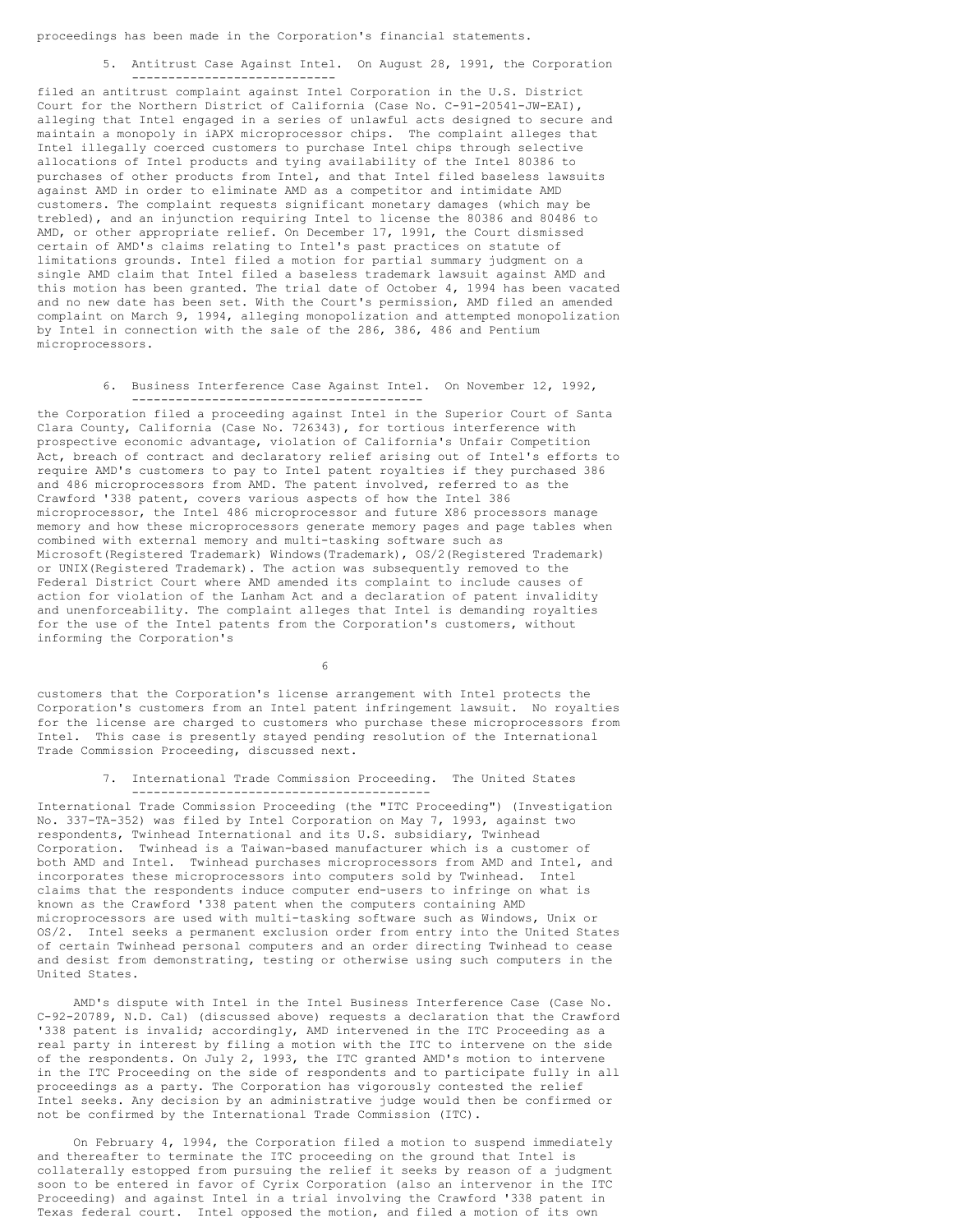proceedings has been made in the Corporation's financial statements.

5. Antitrust Case Against Intel. On August 28, 1991, the Corporation filed an antitrust complaint against Intel Corporation in the U.S. District Court for the Northern District of California (Case No. C-91-20541-JW-EAI), alleging that Intel engaged in a series of unlawful acts designed to secure and maintain a monopoly in iAPX microprocessor chips. The complaint alleges that Intel illegally coerced customers to purchase Intel chips through selective allocations of Intel products and tying availability of the Intel 80386 to purchases of other products from Intel, and that Intel filed baseless lawsuits against AMD in order to eliminate AMD as a competitor and intimidate AMD customers. The complaint requests significant monetary damages (which may be trebled), and an injunction requiring Intel to license the 80386 and 80486 to AMD, or other appropriate relief. On December 17, 1991, the Court dismissed certain of AMD's claims relating to Intel's past practices on statute of limitations grounds. Intel filed a motion for partial summary judgment on a single AMD claim that Intel filed a baseless trademark lawsuit against AMD and this motion has been granted. The trial date of October 4, 1994 has been vacated and no new date has been set. With the Court's permission, AMD filed an amended complaint on March 9, 1994, alleging monopolization and attempted monopolization by Intel in connection with the sale of the 286, 386, 486 and Pentium microprocessors.

6. Business Interference Case Against Intel. On November 12, 1992, the Corporation filed a proceeding against Intel in the Superior Court of Santa Clara County, California (Case No. 726343), for tortious interference with prospective economic advantage, violation of California's Unfair Competition Act, breach of contract and declaratory relief arising out of Intel's efforts to require AMD's customers to pay to Intel patent royalties if they purchased 386 and 486 microprocessors from AMD. The patent involved, referred to as the Crawford '338 patent, covers various aspects of how the Intel 386 microprocessor, the Intel 486 microprocessor and future X86 processors manage memory and how these microprocessors generate memory pages and page tables when combined with external memory and multi-tasking software such as Microsoft(Registered Trademark) Windows(Trademark), OS/2(Registered Trademark) or UNIX(Registered Trademark). The action was subsequently removed to the Federal District Court where AMD amended its complaint to include causes of action for violation of the Lanham Act and a declaration of patent invalidity and unenforceability. The complaint alleges that Intel is demanding royalties for the use of the Intel patents from the Corporation's customers, without informing the Corporation's customers that the Corporation's license arrangement with Intel protects the Corporation's customers from an Intel patent infringement lawsuit. No royalties for the license are charged to customers who purchase these microprocessors from Intel. This case is presently stayed pending resolution of the International Trade Commission Proceeding, discussed next.

7. International Trade Commission Proceeding. The United States International Trade Commission Proceeding (the "ITC Proceeding") (Investigation No. 337-TA-352) was filed by Intel Corporation on May 7, 1993, against two respondents, Twinhead International and its U.S. subsidiary, Twinhead Corporation. Twinhead is a Taiwan-based manufacturer which is a customer of both AMD and Intel. Twinhead purchases microprocessors from AMD and Intel, and incorporates these microprocessors into computers sold by Twinhead. Intel claims that the respondents induce computer end-users to infringe on what is known as the Crawford '338 patent when the computers containing AMD microprocessors are used with multi-tasking software such as Windows, Unix or OS/2. Intel seeks a permanent exclusion order from entry into the United States of certain Twinhead personal computers and an order directing Twinhead to cease and desist from demonstrating, testing or otherwise using such computers in the United States.

AMD's dispute with Intel in the Intel Business Interference Case (Case No. C-92-20789, N.D. Cal) (discussed above) requests a declaration that the Crawford '338 patent is invalid; accordingly, AMD intervened in the ITC Proceeding as a real party in interest by filing a motion with the ITC to intervene on the side of the respondents. On July 2, 1993, the ITC granted AMD's motion to intervene in the ITC Proceeding on the side of respondents and to participate fully in all proceedings as a party. The Corporation has vigorously contested the relief Intel seeks. Any decision by an administrative judge would then be confirmed or not be confirmed by the International Trade Commission (ITC).

On February 4, 1994, the Corporation filed a motion to suspend immediately and thereafter to terminate the ITC proceeding on the ground that Intel is collaterally estopped from pursuing the relief it seeks by reason of a judgment soon to be entered in favor of Cyrix Corporation (also an intervenor in the ITC Proceeding) and against Intel in a trial involving the Crawford '338 patent in Texas federal court. Intel opposed the motion, and filed a motion of its own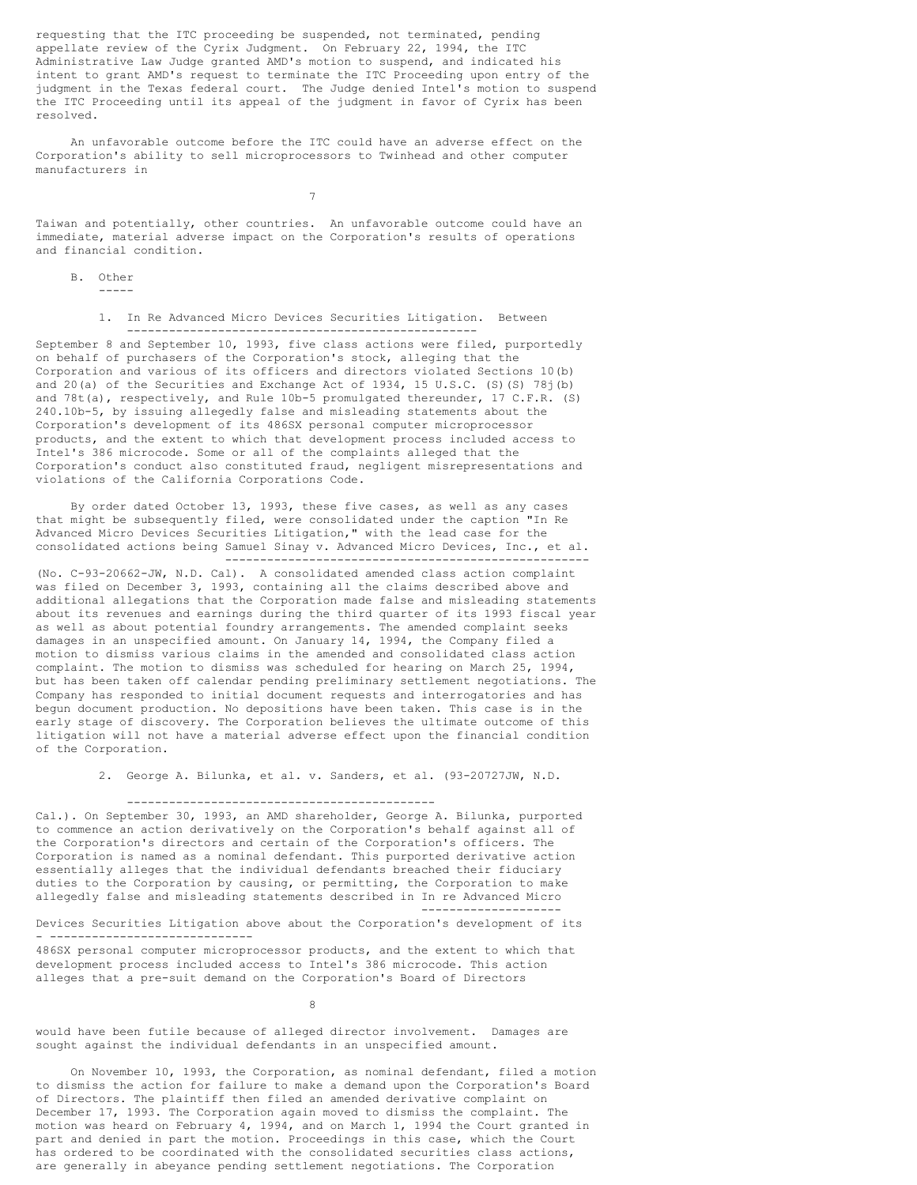requesting that the ITC proceeding be suspended, not terminated, pending appellate review of the Cyrix Judgment. On February 22, 1994, the ITC Administrative Law Judge granted AMD's motion to suspend, and indicated his intent to grant AMD's request to terminate the ITC Proceeding upon entry of the judgment in the Texas federal court. The Judge denied Intel's motion to suspend the ITC Proceeding until its appeal of the judgment in favor of Cyrix has been resolved.

An unfavorable outcome before the ITC could have an adverse effect on the Corporation's ability to sell microprocessors to Twinhead and other computer manufacturers in Taiwan and potentially, other countries. An unfavorable outcome could have an immediate, material adverse impact on the Corporation's results of operations and financial condition.

B. Other

1. _In Re Advanced Micro Devices Securities Litigation._ Between September 8 and September 10, 1993, five class actions were filed, purportedly on behalf of purchasers of the Corporation's stock, alleging that the Corporation and various of its officers and directors violated Sections 10(b) and 20(a) of the Securities and Exchange Act of 1934, 15 U.S.C. (S)(S) 78j(b) and 78t(a), respectively, and Rule 10b-5 promulgated thereunder, 17 C.F.R. (S) 240.10b-5, by issuing allegedly false and misleading statements about the Corporation's development of its 486SX personal computer microprocessor products, and the extent to which that development process included access to Intel's 386 microcode. Some or all of the complaints alleged that the Corporation's conduct also constituted fraud, negligent misrepresentations and violations of the California Corporations Code.

By order dated October 13, 1993, these five cases, as well as any cases that might be subsequently filed, were consolidated under the caption "In Re Advanced Micro Devices Securities Litigation," with the lead case for the consolidated actions being _Samuel Sinay v. Advanced Micro Devices, Inc., et al._ (No. C-93-20662-JW, N.D. Cal). A consolidated amended class action complaint was filed on December 3, 1993, containing all the claims described above and additional allegations that the Corporation made false and misleading statements about its revenues and earnings during the third quarter of its 1993 fiscal year as well as about potential foundry arrangements. The amended complaint seeks damages in an unspecified amount. On January 14, 1994, the Company filed a motion to dismiss various claims in the amended and consolidated class action complaint. The motion to dismiss was scheduled for hearing on March 25, 1994, but has been taken off calendar pending preliminary settlement negotiations. The Company has responded to initial document requests and interrogatories and has begun document production. No depositions have been taken. This case is in the early stage of discovery. The Corporation believes the ultimate outcome of this litigation will not have a material adverse effect upon the financial condition of the Corporation.

2. _George A. Bilunka, et al. v. Sanders, et al. (93-20727JW, N.D. Cal.)._ On September 30, 1993, an AMD shareholder, George A. Bilunka, purported to commence an action derivatively on the Corporation's behalf against all of the Corporation's directors and certain of the Corporation's officers. The Corporation is named as a nominal defendant. This purported derivative action essentially alleges that the individual defendants breached their fiduciary duties to the Corporation by causing, or permitting, the Corporation to make allegedly false and misleading statements described in _In re Advanced Micro Devices Securities Litigation_ above about the Corporation's development of its 486SX personal computer microprocessor products, and the extent to which that development process included access to Intel's 386 microcode. This action alleges that a pre-suit demand on the Corporation's Board of Directors would have been futile because of alleged director involvement. Damages are sought against the individual defendants in an unspecified amount.

On November 10, 1993, the Corporation, as nominal defendant, filed a motion to dismiss the action for failure to make a demand upon the Corporation's Board of Directors. The plaintiff then filed an amended derivative complaint on December 17, 1993. The Corporation again moved to dismiss the complaint. The motion was heard on February 4, 1994, and on March 1, 1994 the Court granted in part and denied in part the motion. Proceedings in this case, which the Court has ordered to be coordinated with the consolidated securities class actions, are generally in abeyance pending settlement negotiations. The Corporation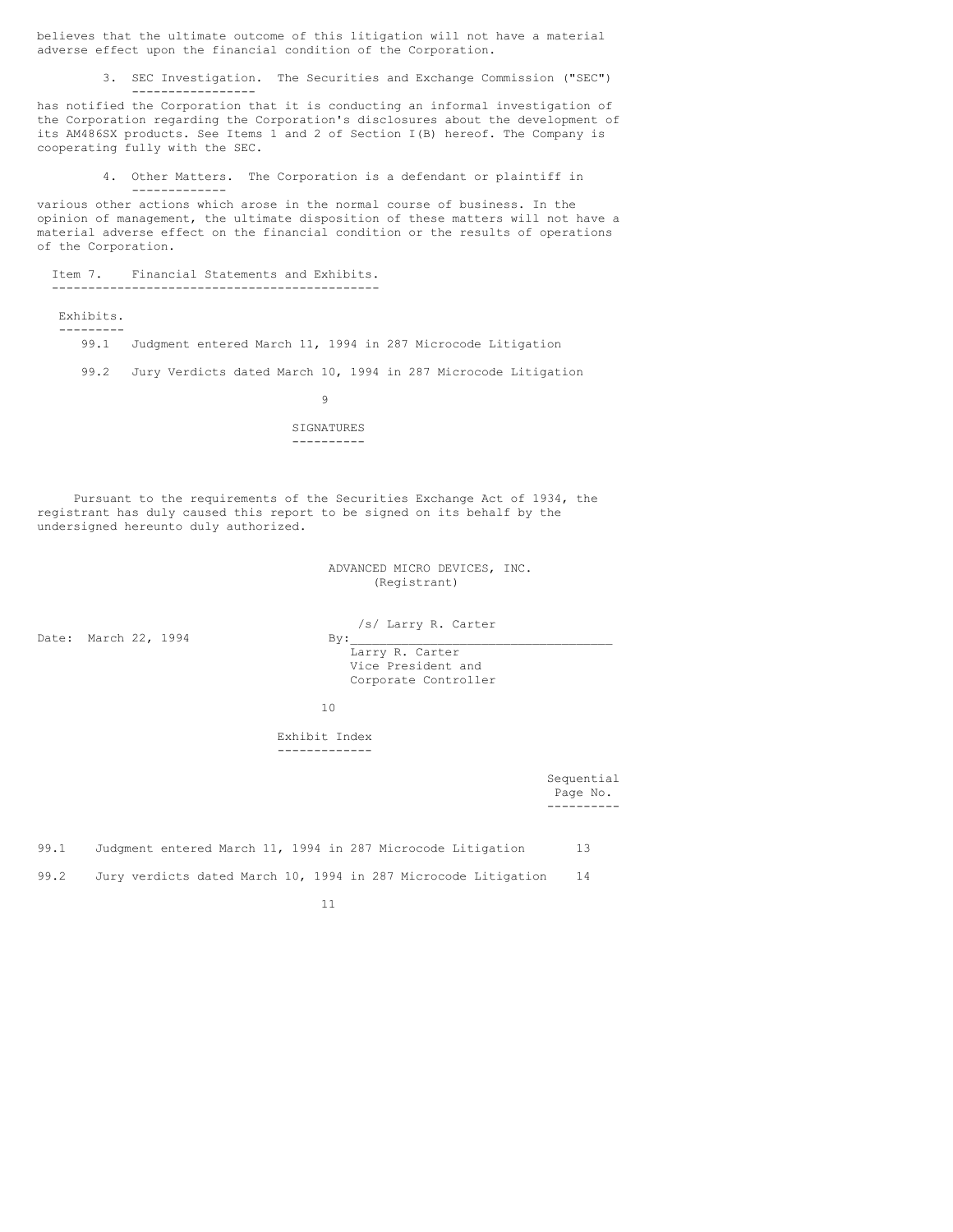believes that the ultimate outcome of this litigation will not have a material adverse effect upon the financial condition of the Corporation.

3. SEC Investigation. The Securities and Exchange Commission ("SEC") has notified the Corporation that it is conducting an informal investigation of the Corporation regarding the Corporation's disclosures about the development of its AM486SX products. See Items 1 and 2 of Section I(B) hereof. The Company is cooperating fully with the SEC.

4. Other Matters. The Corporation is a defendant or plaintiff in various other actions which arose in the normal course of business. In the opinion of management, the ultimate disposition of these matters will not have a material adverse effect on the financial condition or the results of operations of the Corporation.

## Item 7. Financial Statements and Exhibits.

Exhibits.

99.1 Judgment entered March 11, 1994 in 287 Microcode Litigation

99.2 Jury Verdicts dated March 10, 1994 in 287 Microcode Litigation

## SIGNATURES

Pursuant to the requirements of the Securities Exchange Act of 1934, the registrant has duly caused this report to be signed on its behalf by the undersigned hereunto duly authorized.

ADVANCED MICRO DEVICES, INC.
(Registrant)

Date: March 22, 1994

By: /s/ Larry R. Carter
Larry R. Carter
Vice President and
Corporate Controller

## Exhibit Index

| | | Sequential Page No. |
|---|---|---|
| 99.1 | Judgment entered March 11, 1994 in 287 Microcode Litigation | 13 |
| 99.2 | Jury verdicts dated March 10, 1994 in 287 Microcode Litigation | 14 |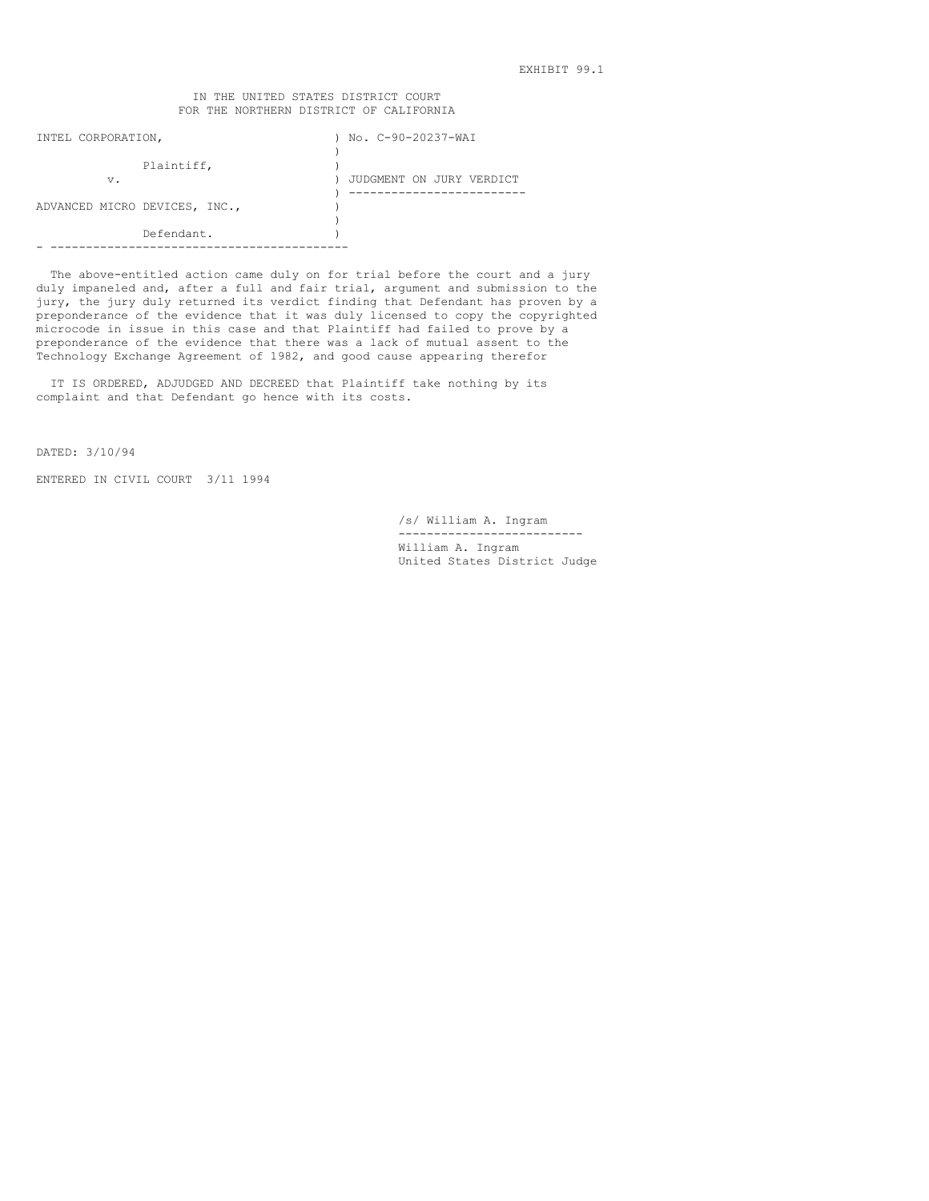EXHIBIT 99.1

IN THE UNITED STATES DISTRICT COURT
FOR THE NORTHERN DISTRICT OF CALIFORNIA

| | |
|---|---|
| INTEL CORPORATION, Plaintiff, v. ADVANCED MICRO DEVICES, INC., Defendant. | No. C-90-20237-WAI |
| | JUDGMENT ON JURY VERDICT |

The above-entitled action came duly on for trial before the court and a jury duly impaneled and, after a full and fair trial, argument and submission to the jury, the jury duly returned its verdict finding that Defendant has proven by a preponderance of the evidence that it was duly licensed to copy the copyrighted microcode in issue in this case and that Plaintiff had failed to prove by a preponderance of the evidence that there was a lack of mutual assent to the Technology Exchange Agreement of 1982, and good cause appearing therefor

IT IS ORDERED, ADJUDGED AND DECREED that Plaintiff take nothing by its complaint and that Defendant go hence with its costs.

DATED: 3/10/94

ENTERED IN CIVIL COURT 3/11 1994

/s/ William A. Ingram

William A. Ingram
United States District Judge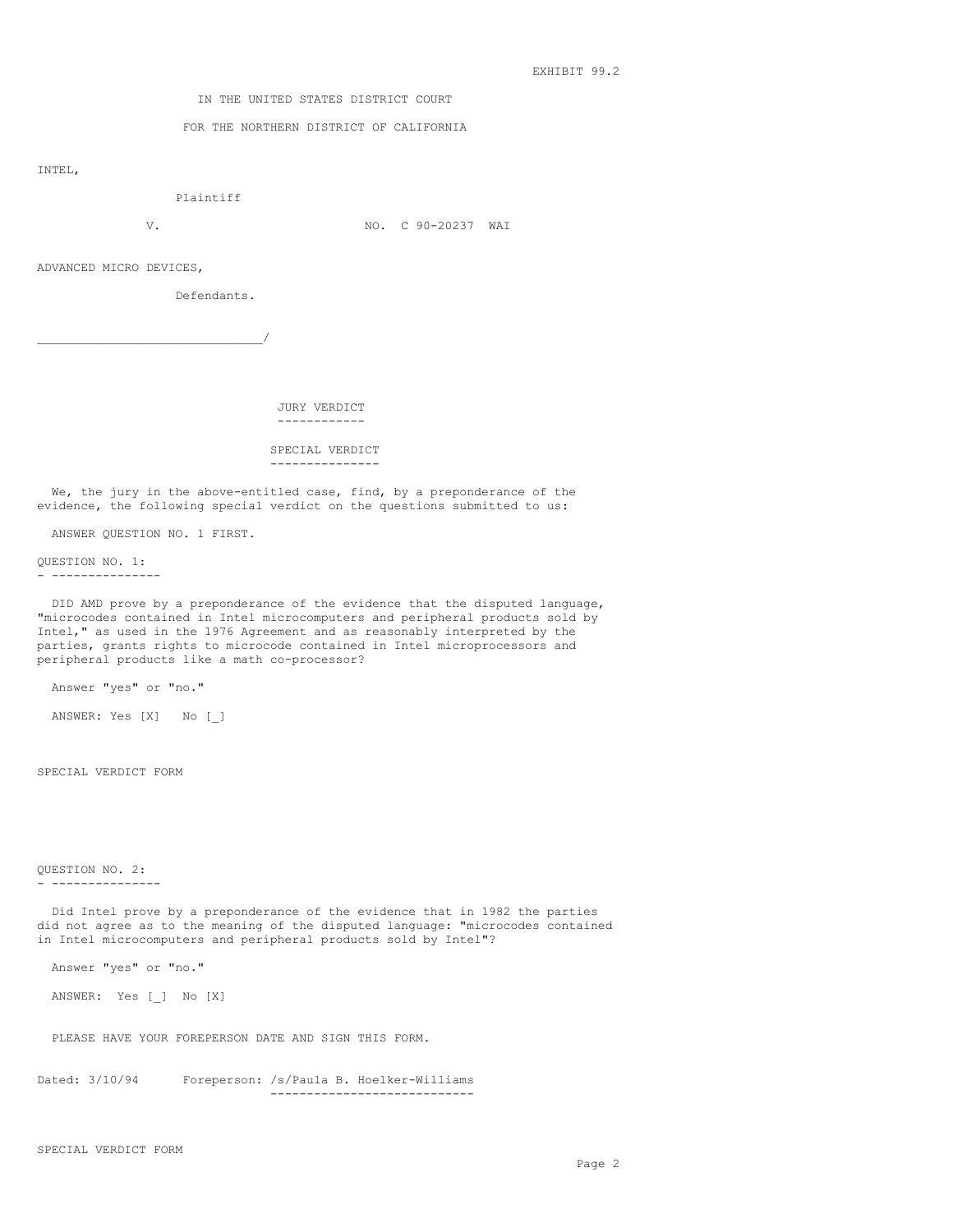EXHIBIT 99.2

IN THE UNITED STATES DISTRICT COURT

FOR THE NORTHERN DISTRICT OF CALIFORNIA

INTEL,

Plaintiff

V. NO. C 90-20237 WAI

ADVANCED MICRO DEVICES,

Defendants.

______________________________/

## JURY VERDICT

## SPECIAL VERDICT

We, the jury in the above-entitled case, find, by a preponderance of the evidence, the following special verdict on the questions submitted to us:

ANSWER QUESTION NO. 1 FIRST.

### QUESTION NO. 1:

DID AMD prove by a preponderance of the evidence that the disputed language, "microcodes contained in Intel microcomputers and peripheral products sold by Intel," as used in the 1976 Agreement and as reasonably interpreted by the parties, grants rights to microcode contained in Intel microprocessors and peripheral products like a math co-processor?

Answer "yes" or "no."

ANSWER: Yes [X] No [_]

SPECIAL VERDICT FORM

### QUESTION NO. 2:

Did Intel prove by a preponderance of the evidence that in 1982 the parties did not agree as to the meaning of the disputed language: "microcodes contained in Intel microcomputers and peripheral products sold by Intel"?

Answer "yes" or "no."

ANSWER: Yes [_] No [X]

PLEASE HAVE YOUR FOREPERSON DATE AND SIGN THIS FORM.

Dated: 3/10/94 Foreperson: /s/Paula B. Hoelker-Williams

SPECIAL VERDICT FORM